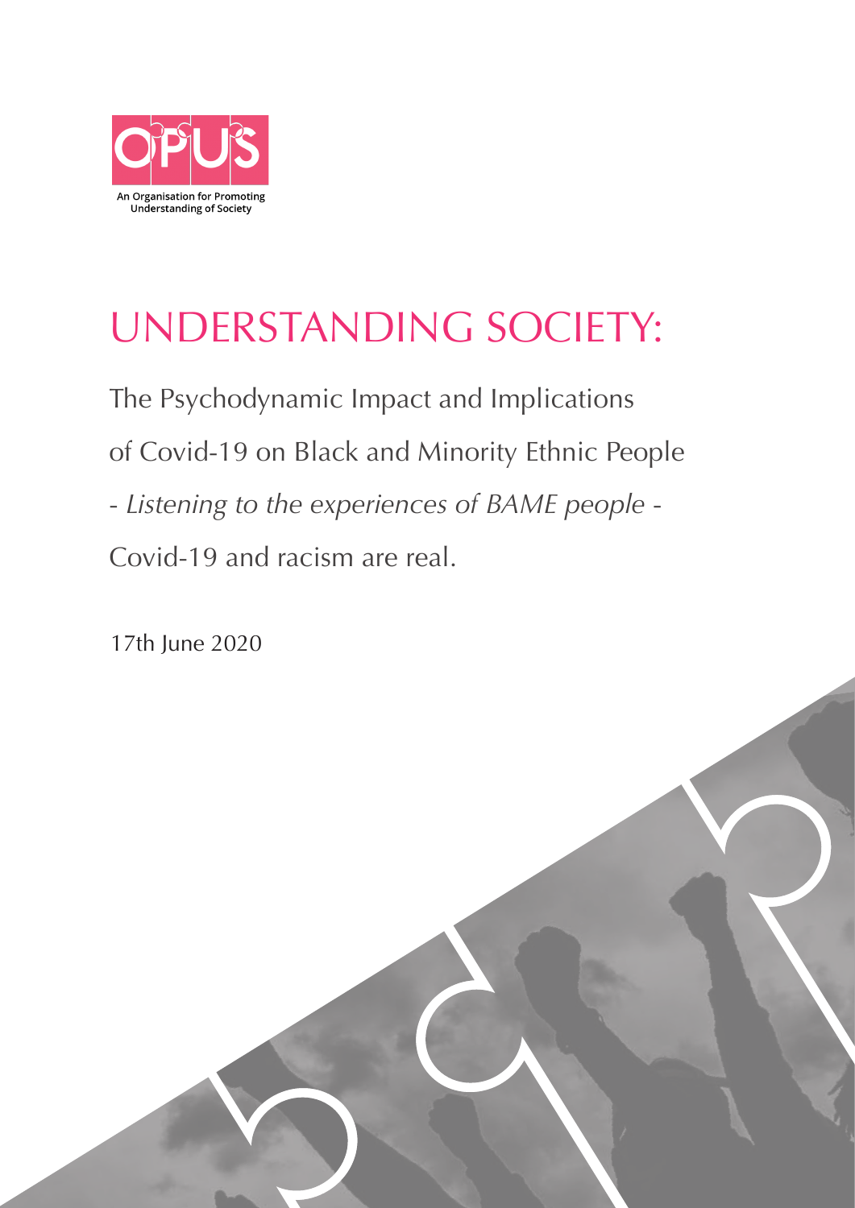OPUS

An Organisation for Promoting Understanding of Society

# UNDERSTANDING SOCIETY:

The Psychodynamic Impact and Implications of Covid-19 on Black and Minority Ethnic People

- *Listening to the experiences of BAME people* -

Covid-19 and racism are real.

17th June 2020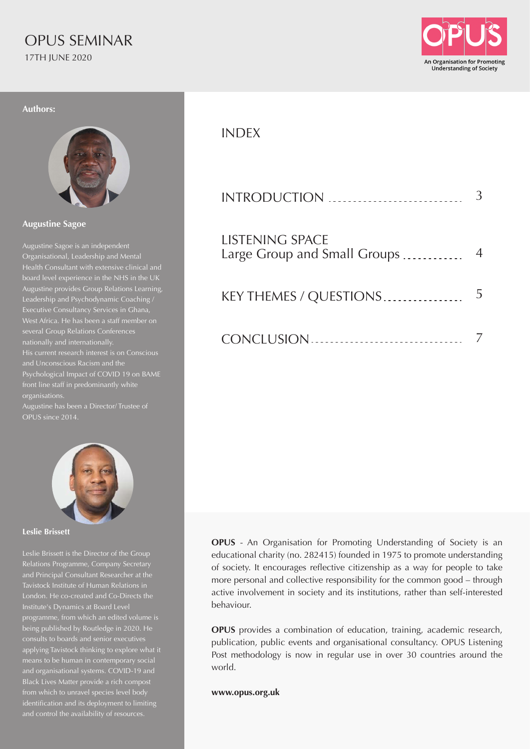# OPUS SEMINAR

17TH JUNE 2020

An Organisation for Promoting Understanding of Society

**Authors:**

**Augustine Sagoe**

Augustine Sagoe is an independent Organisational, Leadership and Mental Health Consultant with extensive clinical and board level experience in the NHS in the UK Augustine provides Group Relations Learning, Leadership and Psychodynamic Coaching / Executive Consultancy Services in Ghana, West Africa. He has been a staff member on several Group Relations Conferences nationally and internationally.
His current research interest is on Conscious and Unconscious Racism and the Psychological Impact of COVID 19 on BAME front line staff in predominantly white organisations.
Augustine has been a Director/ Trustee of OPUS since 2014.

**Leslie Brissett**

Leslie Brissett is the Director of the Group Relations Programme, Company Secretary and Principal Consultant Researcher at the Tavistock Institute of Human Relations in London. He co-created and Co-Directs the Institute's Dynamics at Board Level programme, from which an edited volume is being published by Routledge in 2020. He consults to boards and senior executives applying Tavistock thinking to explore what it means to be human in contemporary social and organisational systems. COVID-19 and Black Lives Matter provide a rich compost from which to unravel species level body identification and its deployment to limiting and control the availability of resources.

## INDEX

| | |
|---|---|
| INTRODUCTION | 3 |
| LISTENING SPACE<br>Large Group and Small Groups | 4 |
| KEY THEMES / QUESTIONS | 5 |
| CONCLUSION | 7 |

**OPUS** - An Organisation for Promoting Understanding of Society is an educational charity (no. 282415) founded in 1975 to promote understanding of society. It encourages reflective citizenship as a way for people to take more personal and collective responsibility for the common good – through active involvement in society and its institutions, rather than self-interested behaviour.

**OPUS** provides a combination of education, training, academic research, publication, public events and organisational consultancy. OPUS Listening Post methodology is now in regular use in over 30 countries around the world.

**www.opus.org.uk**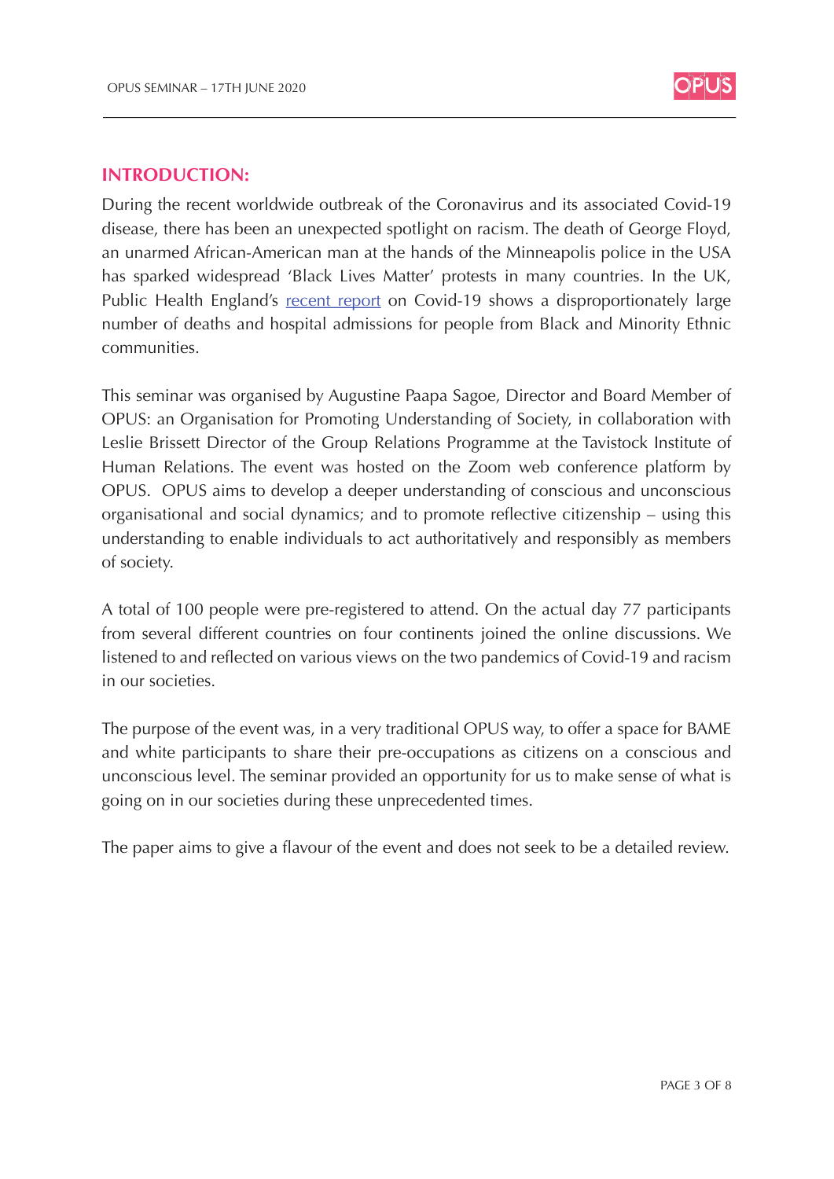## INTRODUCTION:

During the recent worldwide outbreak of the Coronavirus and its associated Covid-19 disease, there has been an unexpected spotlight on racism. The death of George Floyd, an unarmed African-American man at the hands of the Minneapolis police in the USA has sparked widespread 'Black Lives Matter' protests in many countries. In the UK, Public Health England's recent report on Covid-19 shows a disproportionately large number of deaths and hospital admissions for people from Black and Minority Ethnic communities.

This seminar was organised by Augustine Paapa Sagoe, Director and Board Member of OPUS: an Organisation for Promoting Understanding of Society, in collaboration with Leslie Brissett Director of the Group Relations Programme at the Tavistock Institute of Human Relations. The event was hosted on the Zoom web conference platform by OPUS. OPUS aims to develop a deeper understanding of conscious and unconscious organisational and social dynamics; and to promote reflective citizenship – using this understanding to enable individuals to act authoritatively and responsibly as members of society.

A total of 100 people were pre-registered to attend. On the actual day 77 participants from several different countries on four continents joined the online discussions. We listened to and reflected on various views on the two pandemics of Covid-19 and racism in our societies.

The purpose of the event was, in a very traditional OPUS way, to offer a space for BAME and white participants to share their pre-occupations as citizens on a conscious and unconscious level. The seminar provided an opportunity for us to make sense of what is going on in our societies during these unprecedented times.

The paper aims to give a flavour of the event and does not seek to be a detailed review.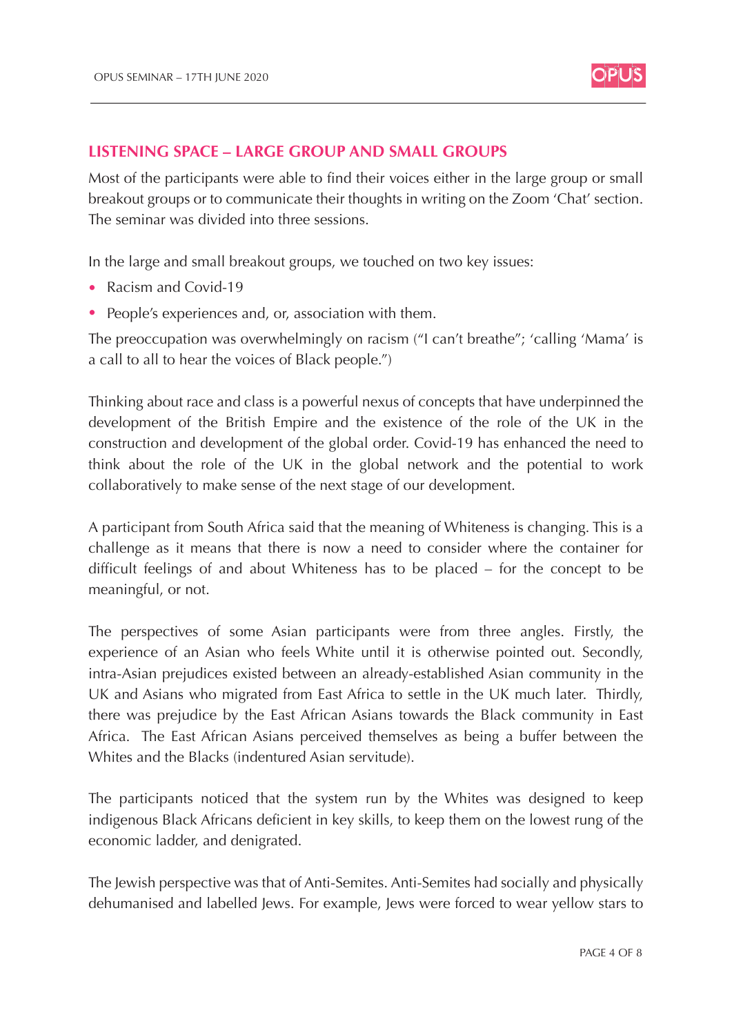## LISTENING SPACE – LARGE GROUP AND SMALL GROUPS

Most of the participants were able to find their voices either in the large group or small breakout groups or to communicate their thoughts in writing on the Zoom 'Chat' section. The seminar was divided into three sessions.

In the large and small breakout groups, we touched on two key issues:

- Racism and Covid-19
- People's experiences and, or, association with them.

The preoccupation was overwhelmingly on racism ("I can't breathe"; 'calling 'Mama' is a call to all to hear the voices of Black people.")

Thinking about race and class is a powerful nexus of concepts that have underpinned the development of the British Empire and the existence of the role of the UK in the construction and development of the global order. Covid-19 has enhanced the need to think about the role of the UK in the global network and the potential to work collaboratively to make sense of the next stage of our development.

A participant from South Africa said that the meaning of Whiteness is changing. This is a challenge as it means that there is now a need to consider where the container for difficult feelings of and about Whiteness has to be placed – for the concept to be meaningful, or not.

The perspectives of some Asian participants were from three angles. Firstly, the experience of an Asian who feels White until it is otherwise pointed out. Secondly, intra-Asian prejudices existed between an already-established Asian community in the UK and Asians who migrated from East Africa to settle in the UK much later. Thirdly, there was prejudice by the East African Asians towards the Black community in East Africa. The East African Asians perceived themselves as being a buffer between the Whites and the Blacks (indentured Asian servitude).

The participants noticed that the system run by the Whites was designed to keep indigenous Black Africans deficient in key skills, to keep them on the lowest rung of the economic ladder, and denigrated.

The Jewish perspective was that of Anti-Semites. Anti-Semites had socially and physically dehumanised and labelled Jews. For example, Jews were forced to wear yellow stars to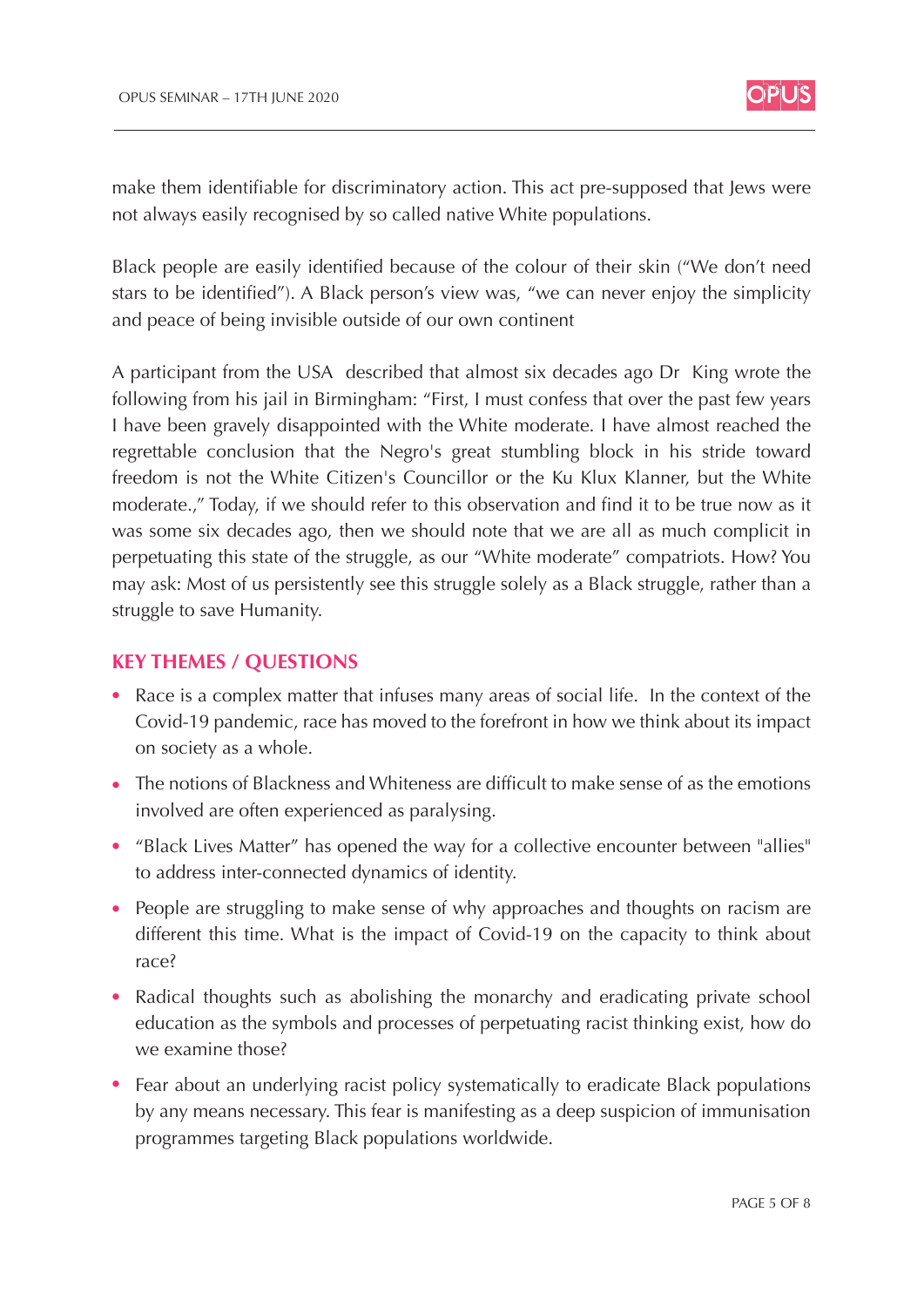make them identifiable for discriminatory action. This act pre-supposed that Jews were not always easily recognised by so called native White populations.

Black people are easily identified because of the colour of their skin ("We don't need stars to be identified"). A Black person's view was, "we can never enjoy the simplicity and peace of being invisible outside of our own continent

A participant from the USA described that almost six decades ago Dr King wrote the following from his jail in Birmingham: "First, I must confess that over the past few years I have been gravely disappointed with the White moderate. I have almost reached the regrettable conclusion that the Negro's great stumbling block in his stride toward freedom is not the White Citizen's Councillor or the Ku Klux Klanner, but the White moderate.," Today, if we should refer to this observation and find it to be true now as it was some six decades ago, then we should note that we are all as much complicit in perpetuating this state of the struggle, as our "White moderate" compatriots. How? You may ask: Most of us persistently see this struggle solely as a Black struggle, rather than a struggle to save Humanity.

## KEY THEMES / QUESTIONS

- Race is a complex matter that infuses many areas of social life. In the context of the Covid-19 pandemic, race has moved to the forefront in how we think about its impact on society as a whole.
- The notions of Blackness and Whiteness are difficult to make sense of as the emotions involved are often experienced as paralysing.
- "Black Lives Matter" has opened the way for a collective encounter between "allies" to address inter-connected dynamics of identity.
- People are struggling to make sense of why approaches and thoughts on racism are different this time. What is the impact of Covid-19 on the capacity to think about race?
- Radical thoughts such as abolishing the monarchy and eradicating private school education as the symbols and processes of perpetuating racist thinking exist, how do we examine those?
- Fear about an underlying racist policy systematically to eradicate Black populations by any means necessary. This fear is manifesting as a deep suspicion of immunisation programmes targeting Black populations worldwide.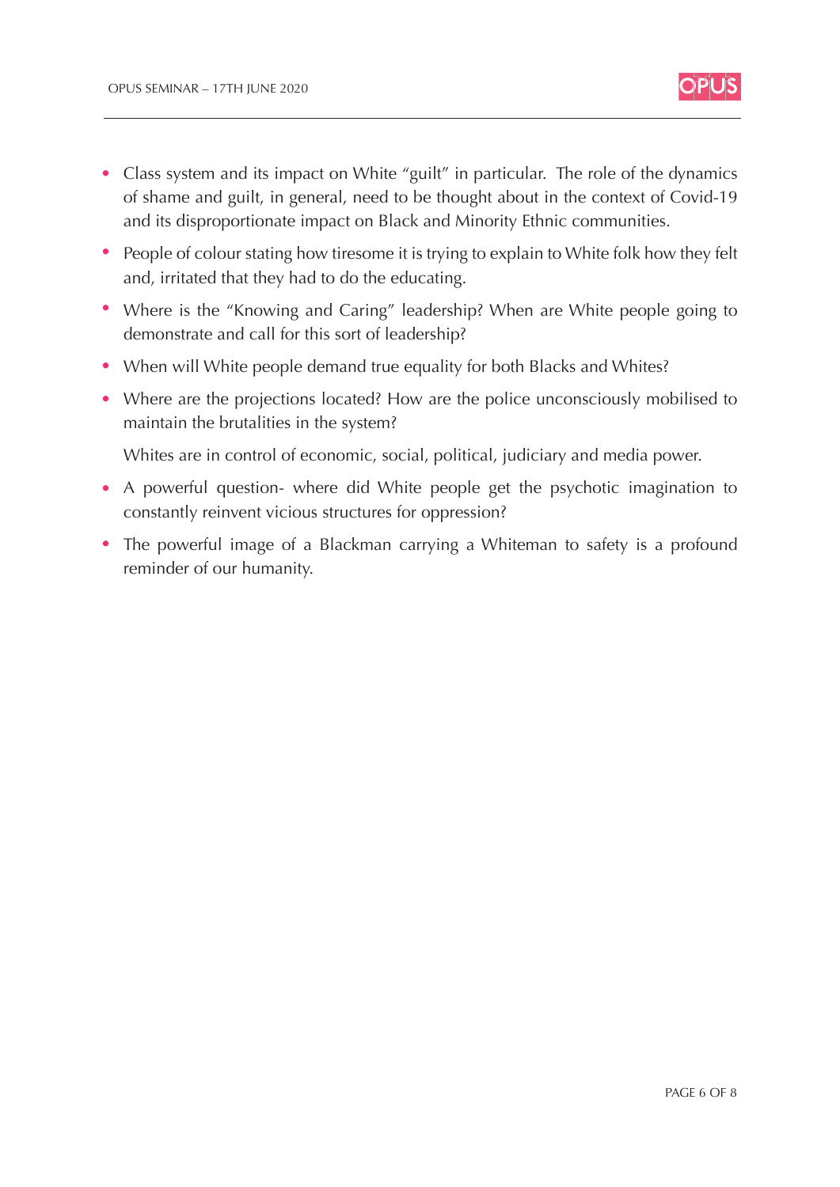- Class system and its impact on White "guilt" in particular. The role of the dynamics of shame and guilt, in general, need to be thought about in the context of Covid-19 and its disproportionate impact on Black and Minority Ethnic communities.
- People of colour stating how tiresome it is trying to explain to White folk how they felt and, irritated that they had to do the educating.
- Where is the "Knowing and Caring" leadership? When are White people going to demonstrate and call for this sort of leadership?
- When will White people demand true equality for both Blacks and Whites?
- Where are the projections located? How are the police unconsciously mobilised to maintain the brutalities in the system?

  Whites are in control of economic, social, political, judiciary and media power.
- A powerful question- where did White people get the psychotic imagination to constantly reinvent vicious structures for oppression?
- The powerful image of a Blackman carrying a Whiteman to safety is a profound reminder of our humanity.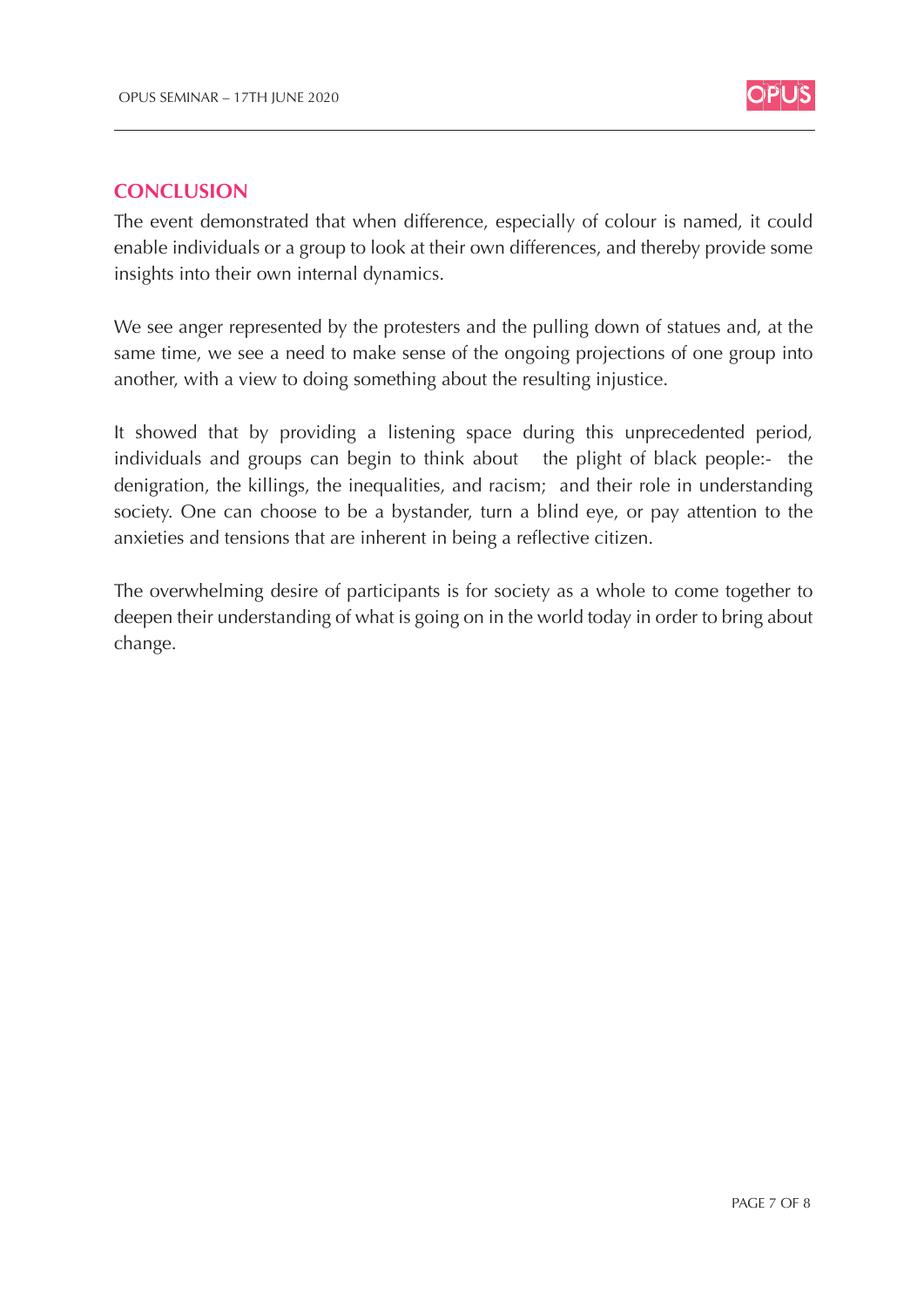## CONCLUSION

The event demonstrated that when difference, especially of colour is named, it could enable individuals or a group to look at their own differences, and thereby provide some insights into their own internal dynamics.

We see anger represented by the protesters and the pulling down of statues and, at the same time, we see a need to make sense of the ongoing projections of one group into another, with a view to doing something about the resulting injustice.

It showed that by providing a listening space during this unprecedented period, individuals and groups can begin to think about the plight of black people:- the denigration, the killings, the inequalities, and racism; and their role in understanding society. One can choose to be a bystander, turn a blind eye, or pay attention to the anxieties and tensions that are inherent in being a reflective citizen.

The overwhelming desire of participants is for society as a whole to come together to deepen their understanding of what is going on in the world today in order to bring about change.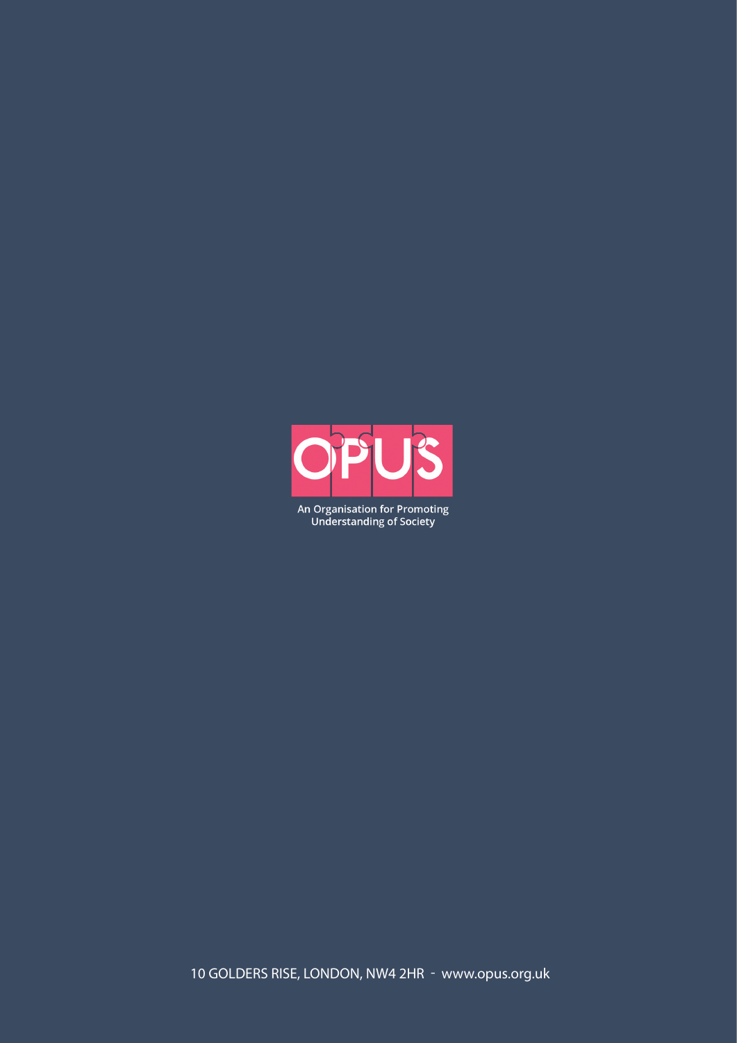OPUS

An Organisation for Promoting
Understanding of Society

10 GOLDERS RISE, LONDON, NW4 2HR - www.opus.org.uk